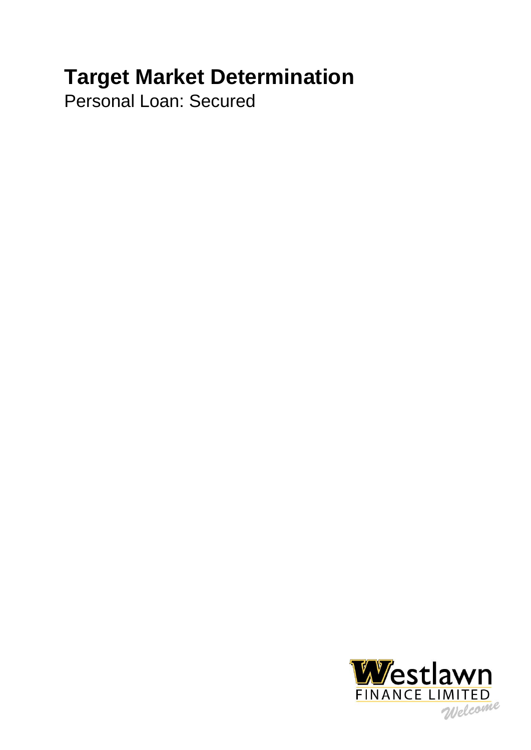# Target Market Determination

Personal Loan: Secured

Westlawn FINANCE LIMITED Welcome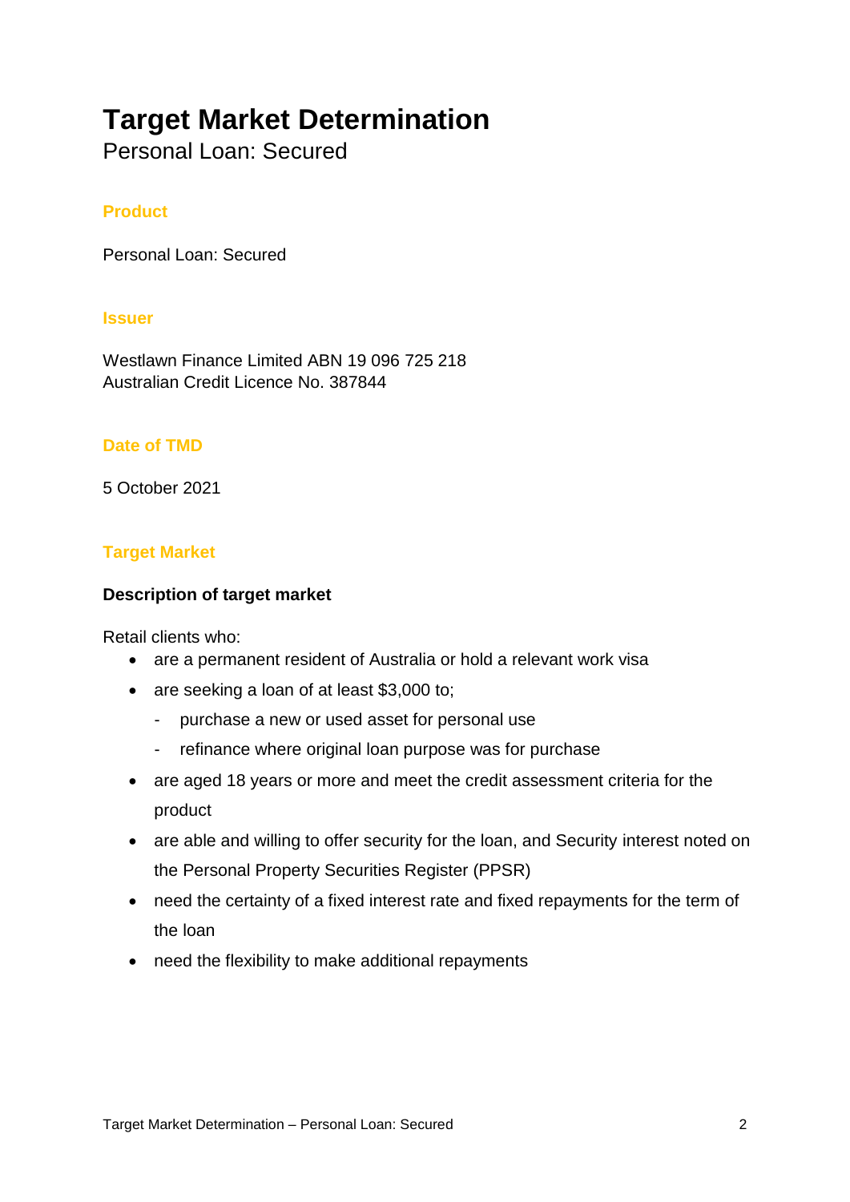# Target Market Determination

Personal Loan: Secured

## Product

Personal Loan: Secured

## Issuer

Westlawn Finance Limited ABN 19 096 725 218
Australian Credit Licence No. 387844

## Date of TMD

5 October 2021

## Target Market

### Description of target market

Retail clients who:

- are a permanent resident of Australia or hold a relevant work visa
- are seeking a loan of at least $3,000 to;
  - purchase a new or used asset for personal use
  - refinance where original loan purpose was for purchase
- are aged 18 years or more and meet the credit assessment criteria for the product
- are able and willing to offer security for the loan, and Security interest noted on the Personal Property Securities Register (PPSR)
- need the certainty of a fixed interest rate and fixed repayments for the term of the loan
- need the flexibility to make additional repayments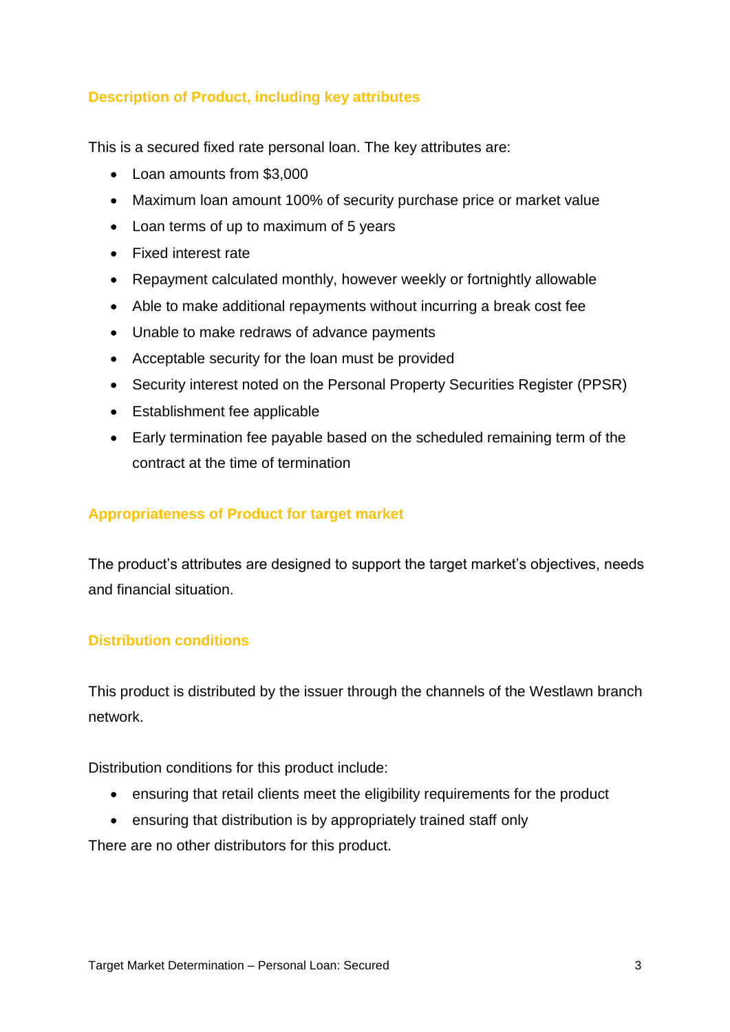## Description of Product, including key attributes

This is a secured fixed rate personal loan. The key attributes are:

- Loan amounts from $3,000
- Maximum loan amount 100% of security purchase price or market value
- Loan terms of up to maximum of 5 years
- Fixed interest rate
- Repayment calculated monthly, however weekly or fortnightly allowable
- Able to make additional repayments without incurring a break cost fee
- Unable to make redraws of advance payments
- Acceptable security for the loan must be provided
- Security interest noted on the Personal Property Securities Register (PPSR)
- Establishment fee applicable
- Early termination fee payable based on the scheduled remaining term of the contract at the time of termination

## Appropriateness of Product for target market

The product's attributes are designed to support the target market's objectives, needs and financial situation.

## Distribution conditions

This product is distributed by the issuer through the channels of the Westlawn branch network.

Distribution conditions for this product include:

- ensuring that retail clients meet the eligibility requirements for the product
- ensuring that distribution is by appropriately trained staff only

There are no other distributors for this product.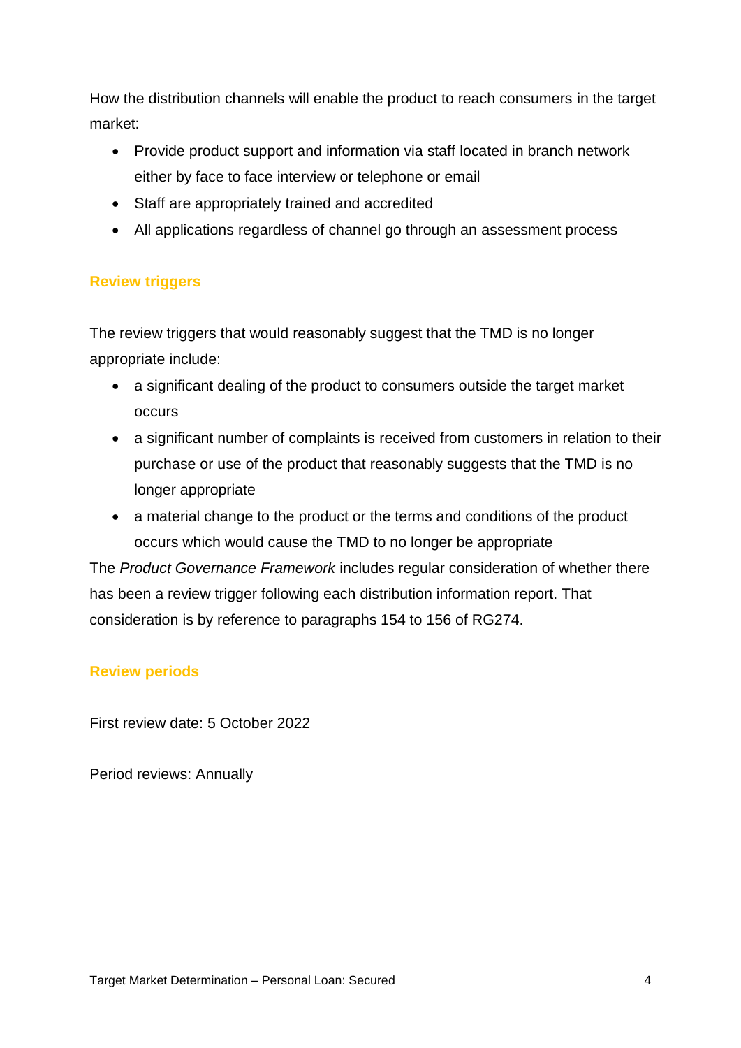How the distribution channels will enable the product to reach consumers in the target market:

- Provide product support and information via staff located in branch network either by face to face interview or telephone or email
- Staff are appropriately trained and accredited
- All applications regardless of channel go through an assessment process

## Review triggers

The review triggers that would reasonably suggest that the TMD is no longer appropriate include:

- a significant dealing of the product to consumers outside the target market occurs
- a significant number of complaints is received from customers in relation to their purchase or use of the product that reasonably suggests that the TMD is no longer appropriate
- a material change to the product or the terms and conditions of the product occurs which would cause the TMD to no longer be appropriate

The *Product Governance Framework* includes regular consideration of whether there has been a review trigger following each distribution information report. That consideration is by reference to paragraphs 154 to 156 of RG274.

## Review periods

First review date: 5 October 2022

Period reviews: Annually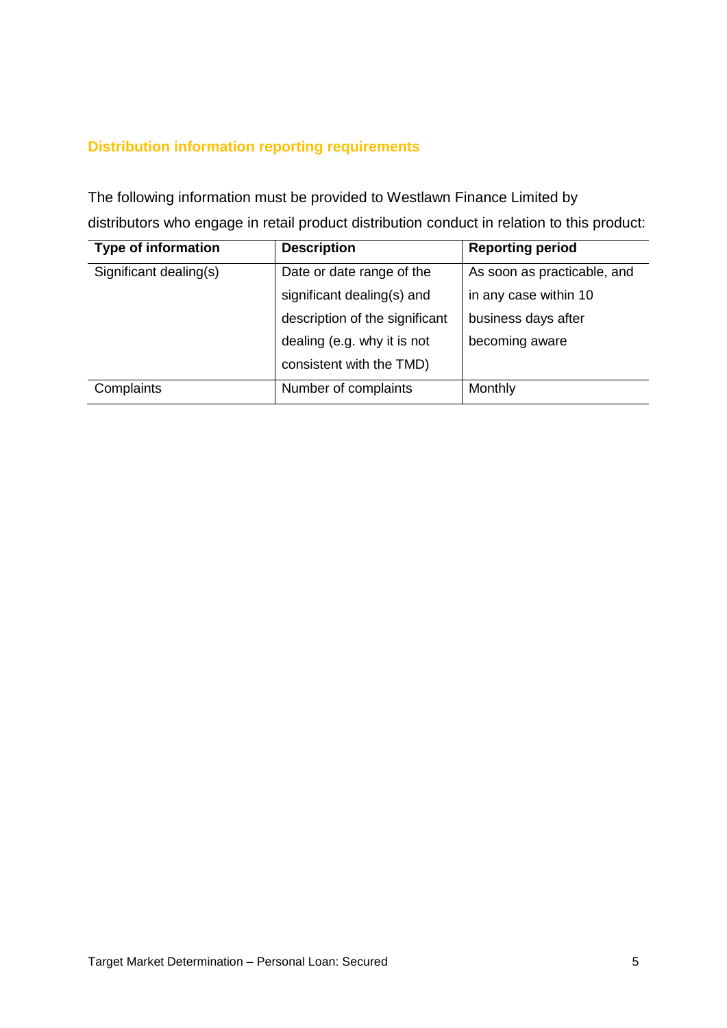## Distribution information reporting requirements

The following information must be provided to Westlawn Finance Limited by distributors who engage in retail product distribution conduct in relation to this product:

| Type of information | Description | Reporting period |
|---|---|---|
| Significant dealing(s) | Date or date range of the significant dealing(s) and description of the significant dealing (e.g. why it is not consistent with the TMD) | As soon as practicable, and in any case within 10 business days after becoming aware |
| Complaints | Number of complaints | Monthly |